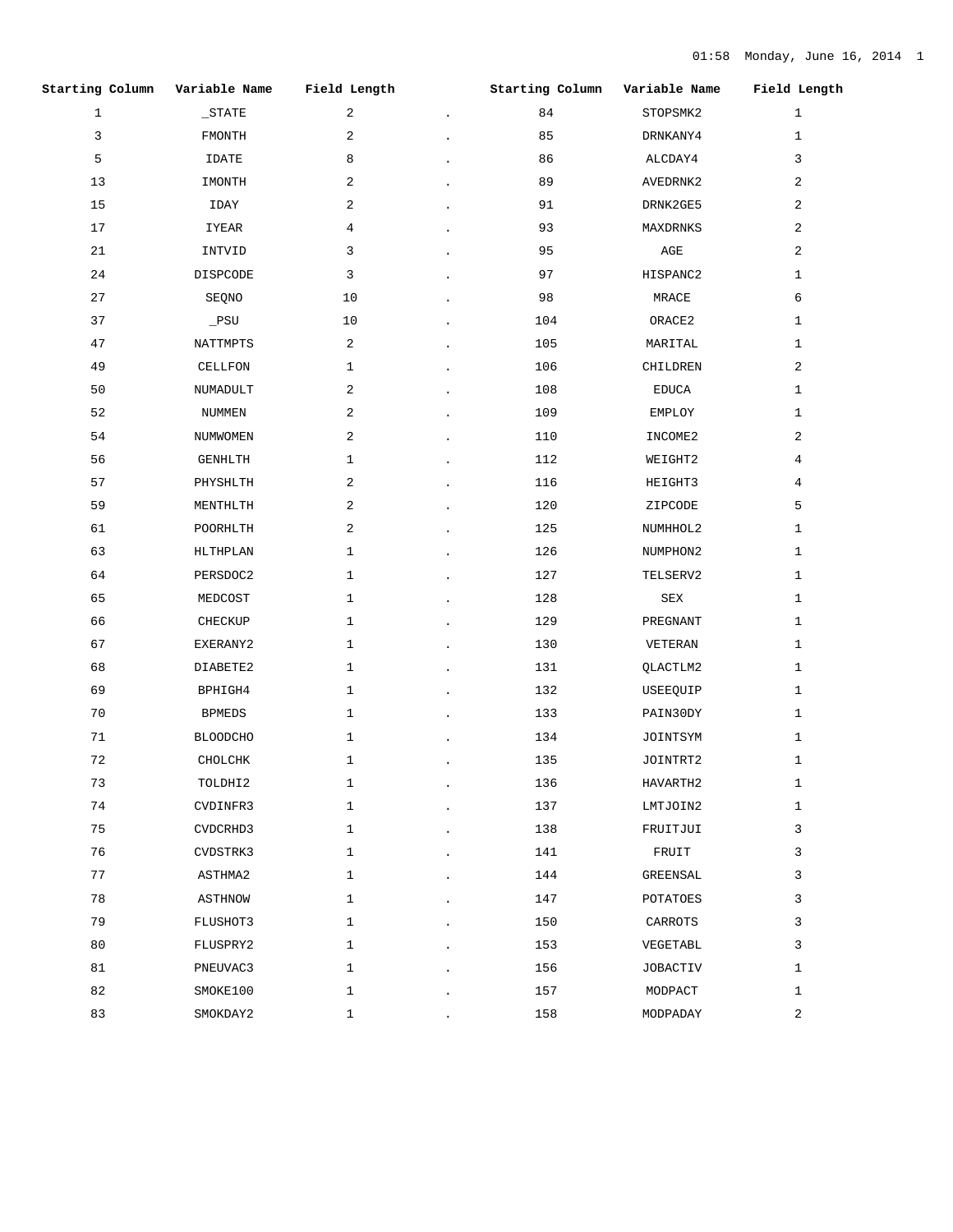| Starting Column | Variable Name | Field Length | | Starting Column | Variable Name | Field Length |
|---|---|---|---|---|---|---|
| 1 | _STATE | 2 | . | 84 | STOPSMK2 | 1 |
| 3 | FMONTH | 2 | . | 85 | DRNKANY4 | 1 |
| 5 | IDATE | 8 | . | 86 | ALCDAY4 | 3 |
| 13 | IMONTH | 2 | . | 89 | AVEDRNK2 | 2 |
| 15 | IDAY | 2 | . | 91 | DRNK2GE5 | 2 |
| 17 | IYEAR | 4 | . | 93 | MAXDRNKS | 2 |
| 21 | INTVID | 3 | . | 95 | AGE | 2 |
| 24 | DISPCODE | 3 | . | 97 | HISPANC2 | 1 |
| 27 | SEQNO | 10 | . | 98 | MRACE | 6 |
| 37 | _PSU | 10 | . | 104 | ORACE2 | 1 |
| 47 | NATTMPTS | 2 | . | 105 | MARITAL | 1 |
| 49 | CELLFON | 1 | . | 106 | CHILDREN | 2 |
| 50 | NUMADULT | 2 | . | 108 | EDUCA | 1 |
| 52 | NUMMEN | 2 | . | 109 | EMPLOY | 1 |
| 54 | NUMWOMEN | 2 | . | 110 | INCOME2 | 2 |
| 56 | GENHLTH | 1 | . | 112 | WEIGHT2 | 4 |
| 57 | PHYSHLTH | 2 | . | 116 | HEIGHT3 | 4 |
| 59 | MENTHLTH | 2 | . | 120 | ZIPCODE | 5 |
| 61 | POORHLTH | 2 | . | 125 | NUMHHOL2 | 1 |
| 63 | HLTHPLAN | 1 | . | 126 | NUMPHON2 | 1 |
| 64 | PERSDOC2 | 1 | . | 127 | TELSERV2 | 1 |
| 65 | MEDCOST | 1 | . | 128 | SEX | 1 |
| 66 | CHECKUP | 1 | . | 129 | PREGNANT | 1 |
| 67 | EXERANY2 | 1 | . | 130 | VETERAN | 1 |
| 68 | DIABETE2 | 1 | . | 131 | QLACTLM2 | 1 |
| 69 | BPHIGH4 | 1 | . | 132 | USEEQUIP | 1 |
| 70 | BPMEDS | 1 | . | 133 | PAIN30DY | 1 |
| 71 | BLOODCHO | 1 | . | 134 | JOINTSYM | 1 |
| 72 | CHOLCHK | 1 | . | 135 | JOINTRT2 | 1 |
| 73 | TOLDHI2 | 1 | . | 136 | HAVARTH2 | 1 |
| 74 | CVDINFR3 | 1 | . | 137 | LMTJOIN2 | 1 |
| 75 | CVDCRHD3 | 1 | . | 138 | FRUITJUI | 3 |
| 76 | CVDSTRK3 | 1 | . | 141 | FRUIT | 3 |
| 77 | ASTHMA2 | 1 | . | 144 | GREENSAL | 3 |
| 78 | ASTHNOW | 1 | . | 147 | POTATOES | 3 |
| 79 | FLUSHOT3 | 1 | . | 150 | CARROTS | 3 |
| 80 | FLUSPRY2 | 1 | . | 153 | VEGETABL | 3 |
| 81 | PNEUVAC3 | 1 | . | 156 | JOBACTIV | 1 |
| 82 | SMOKE100 | 1 | . | 157 | MODPACT | 1 |
| 83 | SMOKDAY2 | 1 | . | 158 | MODPADAY | 2 |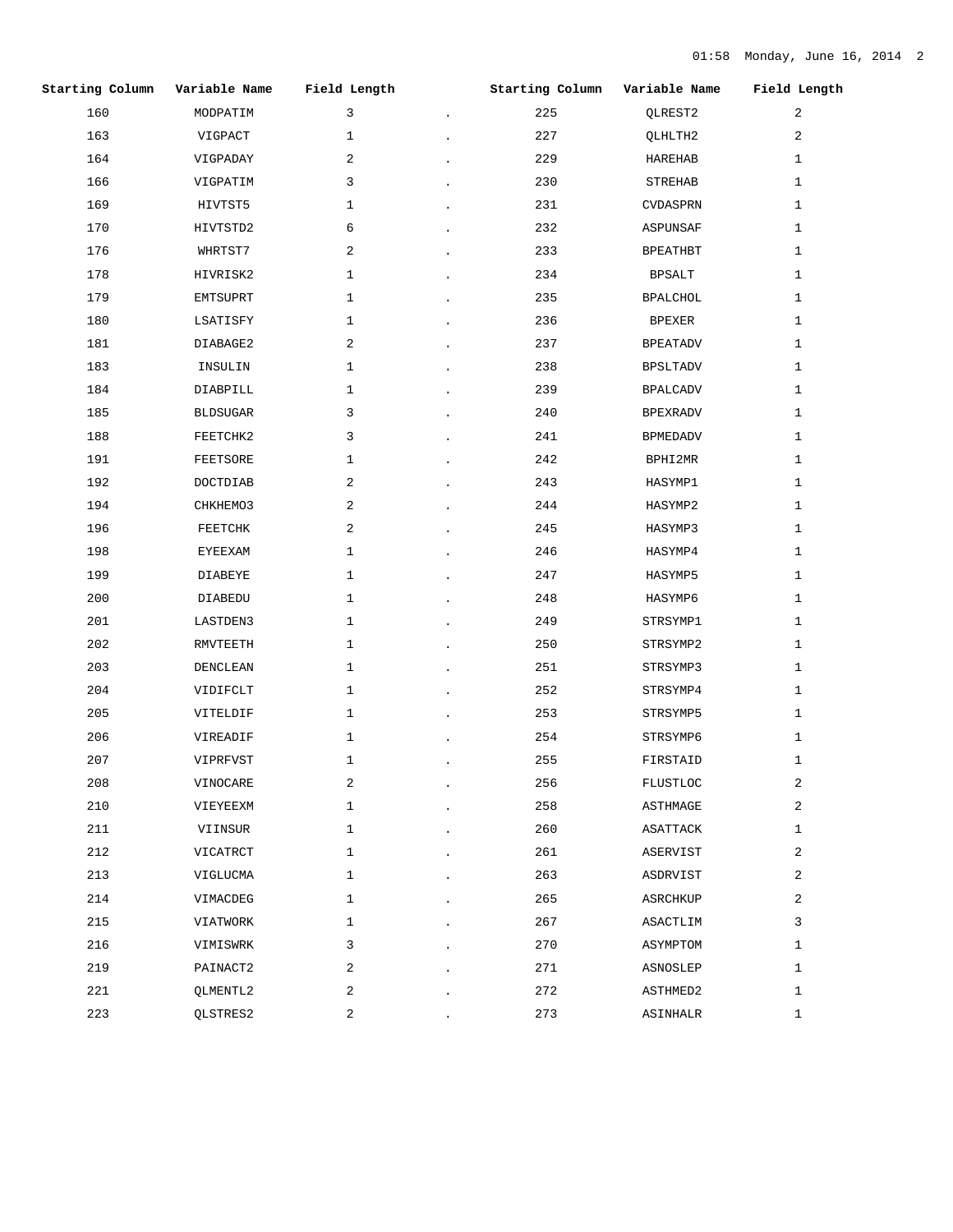| Starting Column | Variable Name | Field Length | | Starting Column | Variable Name | Field Length |
|---|---|---|---|---|---|---|
| 160 | MODPATIM | 3 | . | 225 | QLREST2 | 2 |
| 163 | VIGPACT | 1 | . | 227 | QLHLTH2 | 2 |
| 164 | VIGPADAY | 2 | . | 229 | HAREHAB | 1 |
| 166 | VIGPATIM | 3 | . | 230 | STREHAB | 1 |
| 169 | HIVTST5 | 1 | . | 231 | CVDASPRN | 1 |
| 170 | HIVTSTD2 | 6 | . | 232 | ASPUNSAF | 1 |
| 176 | WHRTST7 | 2 | . | 233 | BPEATHBT | 1 |
| 178 | HIVRISK2 | 1 | . | 234 | BPSALT | 1 |
| 179 | EMTSUPRT | 1 | . | 235 | BPALCHOL | 1 |
| 180 | LSATISFY | 1 | . | 236 | BPEXER | 1 |
| 181 | DIABAGE2 | 2 | . | 237 | BPEATADV | 1 |
| 183 | INSULIN | 1 | . | 238 | BPSLTADV | 1 |
| 184 | DIABPILL | 1 | . | 239 | BPALCADV | 1 |
| 185 | BLDSUGAR | 3 | . | 240 | BPEXRADV | 1 |
| 188 | FEETCHK2 | 3 | . | 241 | BPMEDADV | 1 |
| 191 | FEETSORE | 1 | . | 242 | BPHI2MR | 1 |
| 192 | DOCTDIAB | 2 | . | 243 | HASYMP1 | 1 |
| 194 | CHKHEMO3 | 2 | . | 244 | HASYMP2 | 1 |
| 196 | FEETCHK | 2 | . | 245 | HASYMP3 | 1 |
| 198 | EYEEXAM | 1 | . | 246 | HASYMP4 | 1 |
| 199 | DIABEYE | 1 | . | 247 | HASYMP5 | 1 |
| 200 | DIABEDU | 1 | . | 248 | HASYMP6 | 1 |
| 201 | LASTDEN3 | 1 | . | 249 | STRSYMP1 | 1 |
| 202 | RMVTEETH | 1 | . | 250 | STRSYMP2 | 1 |
| 203 | DENCLEAN | 1 | . | 251 | STRSYMP3 | 1 |
| 204 | VIDIFCLT | 1 | . | 252 | STRSYMP4 | 1 |
| 205 | VITELDIF | 1 | . | 253 | STRSYMP5 | 1 |
| 206 | VIREADIF | 1 | . | 254 | STRSYMP6 | 1 |
| 207 | VIPRFVST | 1 | . | 255 | FIRSTAID | 1 |
| 208 | VINOCARE | 2 | . | 256 | FLUSTLOC | 2 |
| 210 | VIEYEEXM | 1 | . | 258 | ASTHMAGE | 2 |
| 211 | VIINSUR | 1 | . | 260 | ASATTACK | 1 |
| 212 | VICATRCT | 1 | . | 261 | ASERVIST | 2 |
| 213 | VIGLUCMA | 1 | . | 263 | ASDRVIST | 2 |
| 214 | VIMACDEG | 1 | . | 265 | ASRCHKUP | 2 |
| 215 | VIATWORK | 1 | . | 267 | ASACTLIM | 3 |
| 216 | VIMISWRK | 3 | . | 270 | ASYMPTOM | 1 |
| 219 | PAINACT2 | 2 | . | 271 | ASNOSLEP | 1 |
| 221 | QLMENTL2 | 2 | . | 272 | ASTHMED2 | 1 |
| 223 | QLSTRES2 | 2 | . | 273 | ASINHALR | 1 |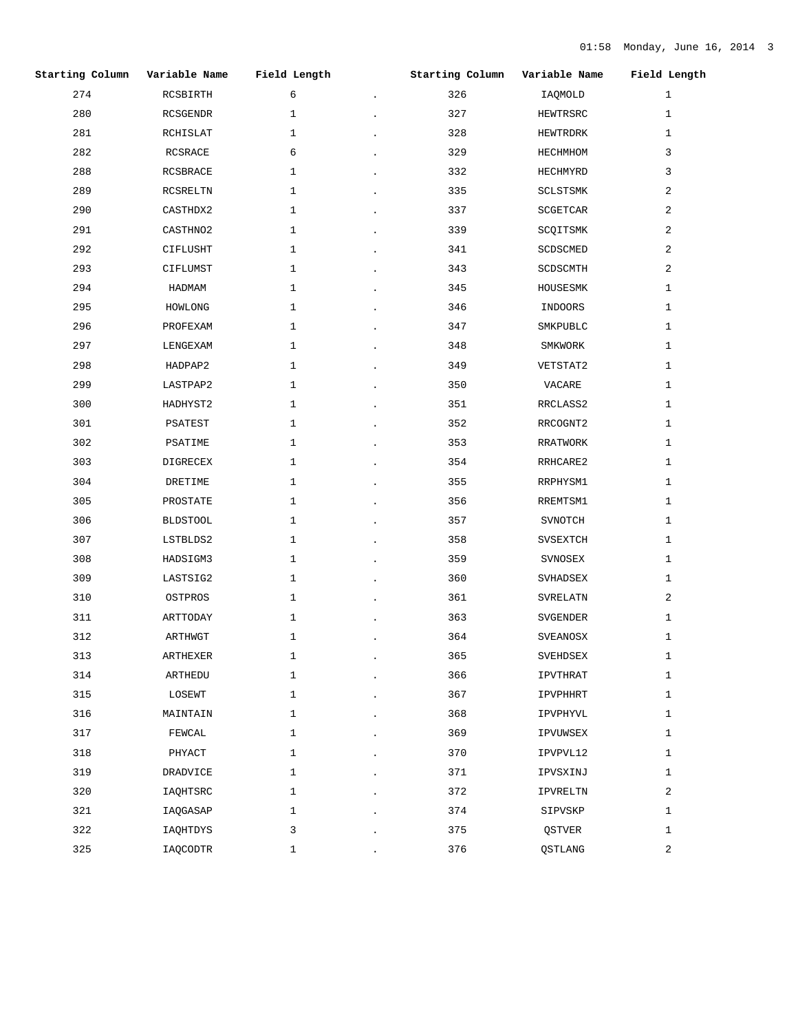| Starting Column | Variable Name | Field Length | | Starting Column | Variable Name | Field Length |
|---|---|---|---|---|---|---|
| 274 | RCSBIRTH | 6 | . | 326 | IAQMOLD | 1 |
| 280 | RCSGENDR | 1 | . | 327 | HEWTRSRC | 1 |
| 281 | RCHISLAT | 1 | . | 328 | HEWTRDRK | 1 |
| 282 | RCSRACE | 6 | . | 329 | HECHMHOM | 3 |
| 288 | RCSBRACE | 1 | . | 332 | HECHMYRD | 3 |
| 289 | RCSRELTN | 1 | . | 335 | SCLSTSMK | 2 |
| 290 | CASTHDX2 | 1 | . | 337 | SCGETCAR | 2 |
| 291 | CASTHNO2 | 1 | . | 339 | SCQITSMK | 2 |
| 292 | CIFLUSHT | 1 | . | 341 | SCDSCMED | 2 |
| 293 | CIFLUMST | 1 | . | 343 | SCDSCMTH | 2 |
| 294 | HADMAM | 1 | . | 345 | HOUSESMK | 1 |
| 295 | HOWLONG | 1 | . | 346 | INDOORS | 1 |
| 296 | PROFEXAM | 1 | . | 347 | SMKPUBLC | 1 |
| 297 | LENGEXAM | 1 | . | 348 | SMKWORK | 1 |
| 298 | HADPAP2 | 1 | . | 349 | VETSTAT2 | 1 |
| 299 | LASTPAP2 | 1 | . | 350 | VACARE | 1 |
| 300 | HADHYST2 | 1 | . | 351 | RRCLASS2 | 1 |
| 301 | PSATEST | 1 | . | 352 | RRCOGNT2 | 1 |
| 302 | PSATIME | 1 | . | 353 | RRATWORK | 1 |
| 303 | DIGRECEX | 1 | . | 354 | RRHCARE2 | 1 |
| 304 | DRETIME | 1 | . | 355 | RRPHYSM1 | 1 |
| 305 | PROSTATE | 1 | . | 356 | RREMTSM1 | 1 |
| 306 | BLDSTOOL | 1 | . | 357 | SVNOTCH | 1 |
| 307 | LSTBLDS2 | 1 | . | 358 | SVSEXTCH | 1 |
| 308 | HADSIGM3 | 1 | . | 359 | SVNOSEX | 1 |
| 309 | LASTSIG2 | 1 | . | 360 | SVHADSEX | 1 |
| 310 | OSTPROS | 1 | . | 361 | SVRELATN | 2 |
| 311 | ARTTODAY | 1 | . | 363 | SVGENDER | 1 |
| 312 | ARTHWGT | 1 | . | 364 | SVEANOSX | 1 |
| 313 | ARTHEXER | 1 | . | 365 | SVEHDSEX | 1 |
| 314 | ARTHEDU | 1 | . | 366 | IPVTHRAT | 1 |
| 315 | LOSEWT | 1 | . | 367 | IPVPHHRT | 1 |
| 316 | MAINTAIN | 1 | . | 368 | IPVPHYVL | 1 |
| 317 | FEWCAL | 1 | . | 369 | IPVUWSEX | 1 |
| 318 | PHYACT | 1 | . | 370 | IPVPVL12 | 1 |
| 319 | DRADVICE | 1 | . | 371 | IPVSXINJ | 1 |
| 320 | IAQHTSRC | 1 | . | 372 | IPVRELTN | 2 |
| 321 | IAQGASAP | 1 | . | 374 | SIPVSKP | 1 |
| 322 | IAQHTDYS | 3 | . | 375 | QSTVER | 1 |
| 325 | IAQCODTR | 1 | . | 376 | QSTLANG | 2 |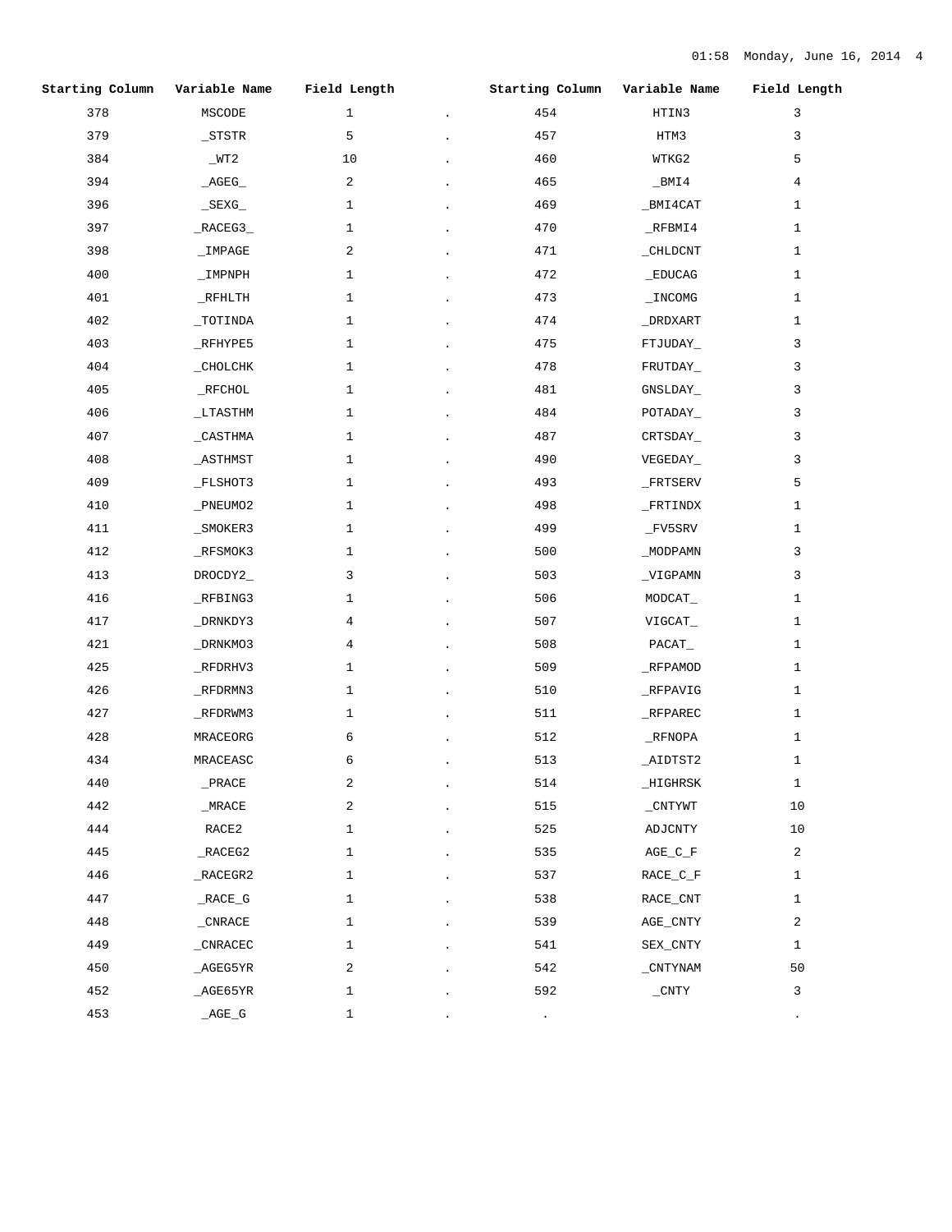| Starting Column | Variable Name | Field Length | | Starting Column | Variable Name | Field Length |
|---|---|---|---|---|---|---|
| 378 | MSCODE | 1 | . | 454 | HTIN3 | 3 |
| 379 | _STSTR | 5 | . | 457 | HTM3 | 3 |
| 384 | _WT2 | 10 | . | 460 | WTKG2 | 5 |
| 394 | _AGEG_ | 2 | . | 465 | _BMI4 | 4 |
| 396 | _SEXG_ | 1 | . | 469 | _BMI4CAT | 1 |
| 397 | _RACEG3_ | 1 | . | 470 | _RFBMI4 | 1 |
| 398 | _IMPAGE | 2 | . | 471 | _CHLDCNT | 1 |
| 400 | _IMPNPH | 1 | . | 472 | _EDUCAG | 1 |
| 401 | _RFHLTH | 1 | . | 473 | _INCOMG | 1 |
| 402 | _TOTINDA | 1 | . | 474 | _DRDXART | 1 |
| 403 | _RFHYPE5 | 1 | . | 475 | FTJUDAY_ | 3 |
| 404 | _CHOLCHK | 1 | . | 478 | FRUTDAY_ | 3 |
| 405 | _RFCHOL | 1 | . | 481 | GNSLDAY_ | 3 |
| 406 | _LTASTHM | 1 | . | 484 | POTADAY_ | 3 |
| 407 | _CASTHMA | 1 | . | 487 | CRTSDAY_ | 3 |
| 408 | _ASTHMST | 1 | . | 490 | VEGEDAY_ | 3 |
| 409 | _FLSHOT3 | 1 | . | 493 | _FRTSERV | 5 |
| 410 | _PNEUMO2 | 1 | . | 498 | _FRTINDX | 1 |
| 411 | _SMOKER3 | 1 | . | 499 | _FV5SRV | 1 |
| 412 | _RFSMOK3 | 1 | . | 500 | _MODPAMN | 3 |
| 413 | DROCDY2_ | 3 | . | 503 | _VIGPAMN | 3 |
| 416 | _RFBING3 | 1 | . | 506 | MODCAT_ | 1 |
| 417 | _DRNKDY3 | 4 | . | 507 | VIGCAT_ | 1 |
| 421 | _DRNKMO3 | 4 | . | 508 | PACAT_ | 1 |
| 425 | _RFDRHV3 | 1 | . | 509 | _RFPAMOD | 1 |
| 426 | _RFDRMN3 | 1 | . | 510 | _RFPAVIG | 1 |
| 427 | _RFDRWM3 | 1 | . | 511 | _RFPAREC | 1 |
| 428 | MRACEORG | 6 | . | 512 | _RFNOPA | 1 |
| 434 | MRACEASC | 6 | . | 513 | _AIDTST2 | 1 |
| 440 | _PRACE | 2 | . | 514 | _HIGHRSK | 1 |
| 442 | _MRACE | 2 | . | 515 | _CNTYWT | 10 |
| 444 | RACE2 | 1 | . | 525 | ADJCNTY | 10 |
| 445 | _RACEG2 | 1 | . | 535 | AGE_C_F | 2 |
| 446 | _RACEGR2 | 1 | . | 537 | RACE_C_F | 1 |
| 447 | _RACE_G | 1 | . | 538 | RACE_CNT | 1 |
| 448 | _CNRACE | 1 | . | 539 | AGE_CNTY | 2 |
| 449 | _CNRACEC | 1 | . | 541 | SEX_CNTY | 1 |
| 450 | _AGEG5YR | 2 | . | 542 | _CNTYNAM | 50 |
| 452 | _AGE65YR | 1 | . | 592 | _CNTY | 3 |
| 453 | _AGE_G | 1 | . | . | | . |